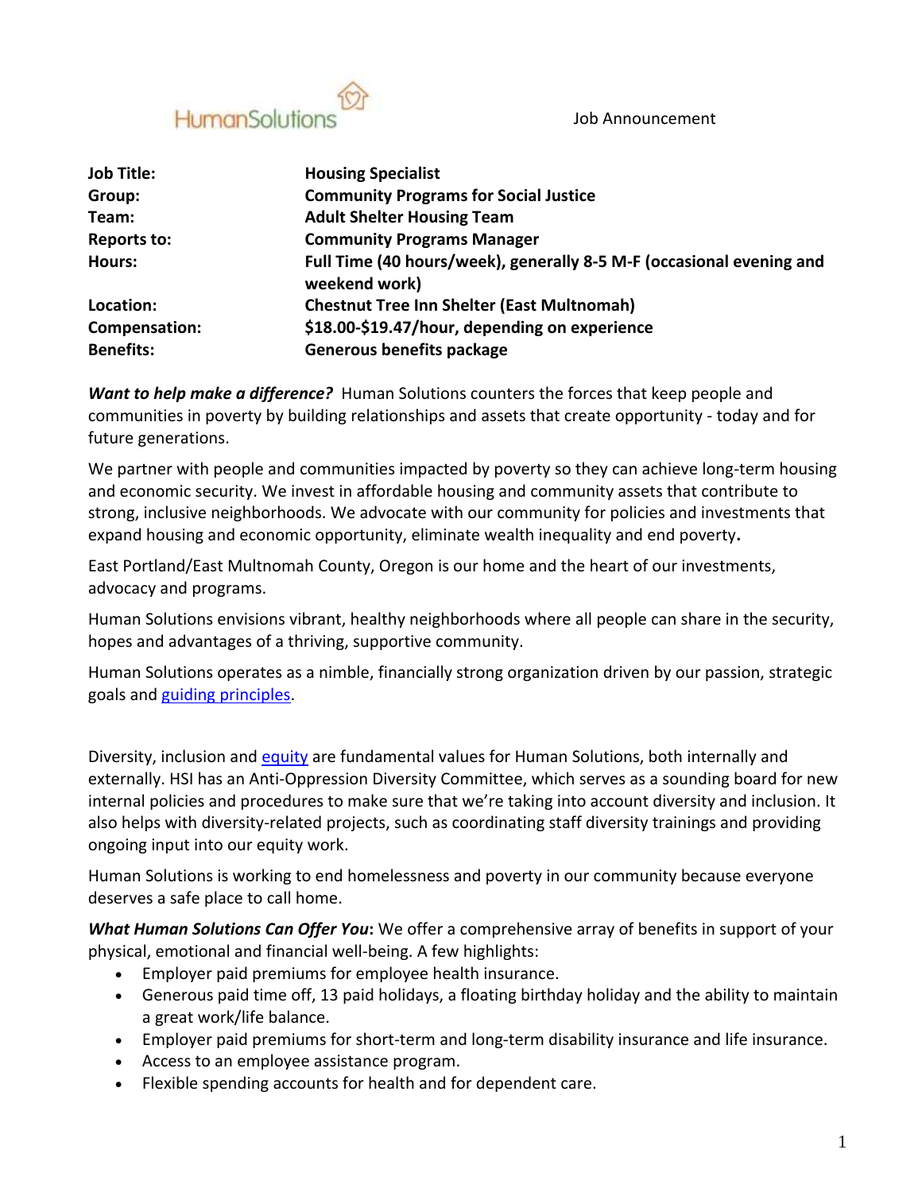HumanSolutions

Job Announcement

| | |
|---|---|
| **Job Title:** | **Housing Specialist** |
| **Group:** | **Community Programs for Social Justice** |
| **Team:** | **Adult Shelter Housing Team** |
| **Reports to:** | **Community Programs Manager** |
| **Hours:** | **Full Time (40 hours/week), generally 8-5 M-F (occasional evening and weekend work)** |
| **Location:** | **Chestnut Tree Inn Shelter (East Multnomah)** |
| **Compensation:** | **$18.00-$19.47/hour, depending on experience** |
| **Benefits:** | **Generous benefits package** |

***Want to help make a difference?*** Human Solutions counters the forces that keep people and communities in poverty by building relationships and assets that create opportunity - today and for future generations.

We partner with people and communities impacted by poverty so they can achieve long-term housing and economic security. We invest in affordable housing and community assets that contribute to strong, inclusive neighborhoods. We advocate with our community for policies and investments that expand housing and economic opportunity, eliminate wealth inequality and end poverty**.**

East Portland/East Multnomah County, Oregon is our home and the heart of our investments, advocacy and programs.

Human Solutions envisions vibrant, healthy neighborhoods where all people can share in the security, hopes and advantages of a thriving, supportive community.

Human Solutions operates as a nimble, financially strong organization driven by our passion, strategic goals and guiding principles.

Diversity, inclusion and equity are fundamental values for Human Solutions, both internally and externally. HSI has an Anti-Oppression Diversity Committee, which serves as a sounding board for new internal policies and procedures to make sure that we're taking into account diversity and inclusion. It also helps with diversity-related projects, such as coordinating staff diversity trainings and providing ongoing input into our equity work.

Human Solutions is working to end homelessness and poverty in our community because everyone deserves a safe place to call home.

***What Human Solutions Can Offer You*:** We offer a comprehensive array of benefits in support of your physical, emotional and financial well-being. A few highlights:

- Employer paid premiums for employee health insurance.
- Generous paid time off, 13 paid holidays, a floating birthday holiday and the ability to maintain a great work/life balance.
- Employer paid premiums for short-term and long-term disability insurance and life insurance.
- Access to an employee assistance program.
- Flexible spending accounts for health and for dependent care.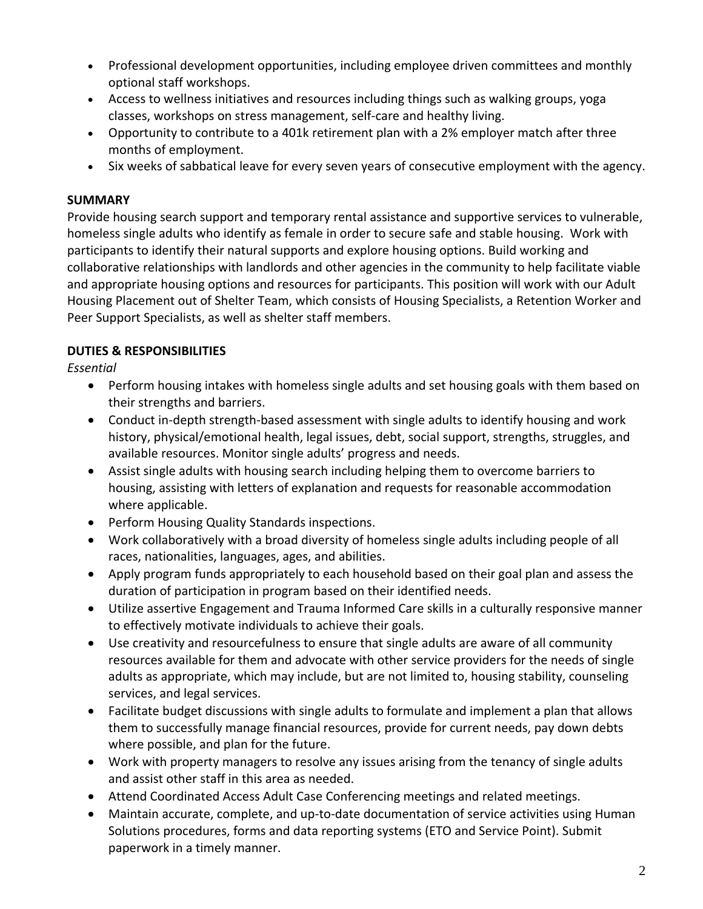- Professional development opportunities, including employee driven committees and monthly optional staff workshops.
- Access to wellness initiatives and resources including things such as walking groups, yoga classes, workshops on stress management, self-care and healthy living.
- Opportunity to contribute to a 401k retirement plan with a 2% employer match after three months of employment.
- Six weeks of sabbatical leave for every seven years of consecutive employment with the agency.

**SUMMARY**

Provide housing search support and temporary rental assistance and supportive services to vulnerable, homeless single adults who identify as female in order to secure safe and stable housing. Work with participants to identify their natural supports and explore housing options. Build working and collaborative relationships with landlords and other agencies in the community to help facilitate viable and appropriate housing options and resources for participants. This position will work with our Adult Housing Placement out of Shelter Team, which consists of Housing Specialists, a Retention Worker and Peer Support Specialists, as well as shelter staff members.

**DUTIES & RESPONSIBILITIES**

*Essential*

- Perform housing intakes with homeless single adults and set housing goals with them based on their strengths and barriers.
- Conduct in-depth strength-based assessment with single adults to identify housing and work history, physical/emotional health, legal issues, debt, social support, strengths, struggles, and available resources. Monitor single adults' progress and needs.
- Assist single adults with housing search including helping them to overcome barriers to housing, assisting with letters of explanation and requests for reasonable accommodation where applicable.
- Perform Housing Quality Standards inspections.
- Work collaboratively with a broad diversity of homeless single adults including people of all races, nationalities, languages, ages, and abilities.
- Apply program funds appropriately to each household based on their goal plan and assess the duration of participation in program based on their identified needs.
- Utilize assertive Engagement and Trauma Informed Care skills in a culturally responsive manner to effectively motivate individuals to achieve their goals.
- Use creativity and resourcefulness to ensure that single adults are aware of all community resources available for them and advocate with other service providers for the needs of single adults as appropriate, which may include, but are not limited to, housing stability, counseling services, and legal services.
- Facilitate budget discussions with single adults to formulate and implement a plan that allows them to successfully manage financial resources, provide for current needs, pay down debts where possible, and plan for the future.
- Work with property managers to resolve any issues arising from the tenancy of single adults and assist other staff in this area as needed.
- Attend Coordinated Access Adult Case Conferencing meetings and related meetings.
- Maintain accurate, complete, and up-to-date documentation of service activities using Human Solutions procedures, forms and data reporting systems (ETO and Service Point). Submit paperwork in a timely manner.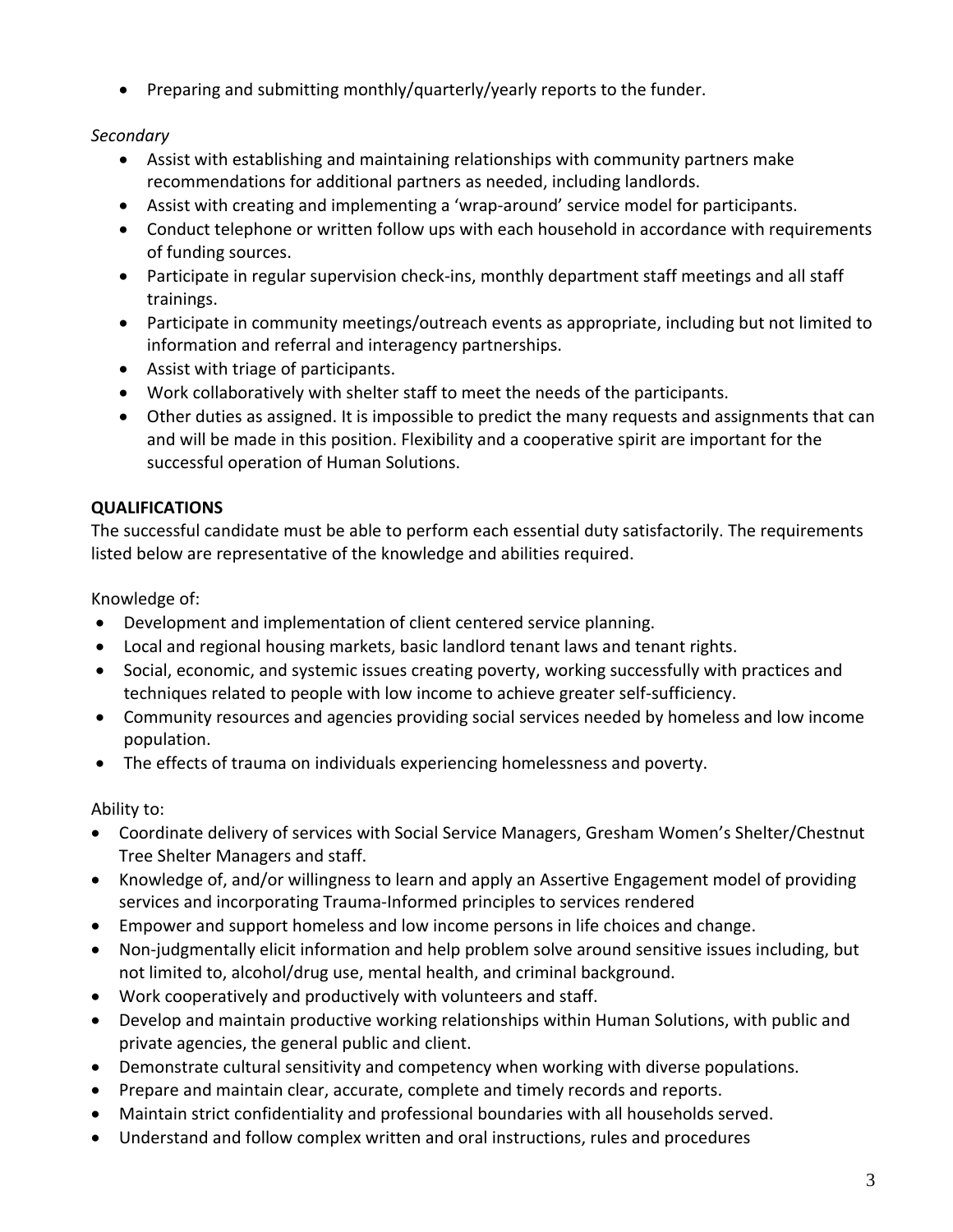- Preparing and submitting monthly/quarterly/yearly reports to the funder.

*Secondary*

- Assist with establishing and maintaining relationships with community partners make recommendations for additional partners as needed, including landlords.
- Assist with creating and implementing a 'wrap-around' service model for participants.
- Conduct telephone or written follow ups with each household in accordance with requirements of funding sources.
- Participate in regular supervision check-ins, monthly department staff meetings and all staff trainings.
- Participate in community meetings/outreach events as appropriate, including but not limited to information and referral and interagency partnerships.
- Assist with triage of participants.
- Work collaboratively with shelter staff to meet the needs of the participants.
- Other duties as assigned. It is impossible to predict the many requests and assignments that can and will be made in this position. Flexibility and a cooperative spirit are important for the successful operation of Human Solutions.

**QUALIFICATIONS**

The successful candidate must be able to perform each essential duty satisfactorily. The requirements listed below are representative of the knowledge and abilities required.

Knowledge of:

- Development and implementation of client centered service planning.
- Local and regional housing markets, basic landlord tenant laws and tenant rights.
- Social, economic, and systemic issues creating poverty, working successfully with practices and techniques related to people with low income to achieve greater self-sufficiency.
- Community resources and agencies providing social services needed by homeless and low income population.
- The effects of trauma on individuals experiencing homelessness and poverty.

Ability to:

- Coordinate delivery of services with Social Service Managers, Gresham Women's Shelter/Chestnut Tree Shelter Managers and staff.
- Knowledge of, and/or willingness to learn and apply an Assertive Engagement model of providing services and incorporating Trauma-Informed principles to services rendered
- Empower and support homeless and low income persons in life choices and change.
- Non-judgmentally elicit information and help problem solve around sensitive issues including, but not limited to, alcohol/drug use, mental health, and criminal background.
- Work cooperatively and productively with volunteers and staff.
- Develop and maintain productive working relationships within Human Solutions, with public and private agencies, the general public and client.
- Demonstrate cultural sensitivity and competency when working with diverse populations.
- Prepare and maintain clear, accurate, complete and timely records and reports.
- Maintain strict confidentiality and professional boundaries with all households served.
- Understand and follow complex written and oral instructions, rules and procedures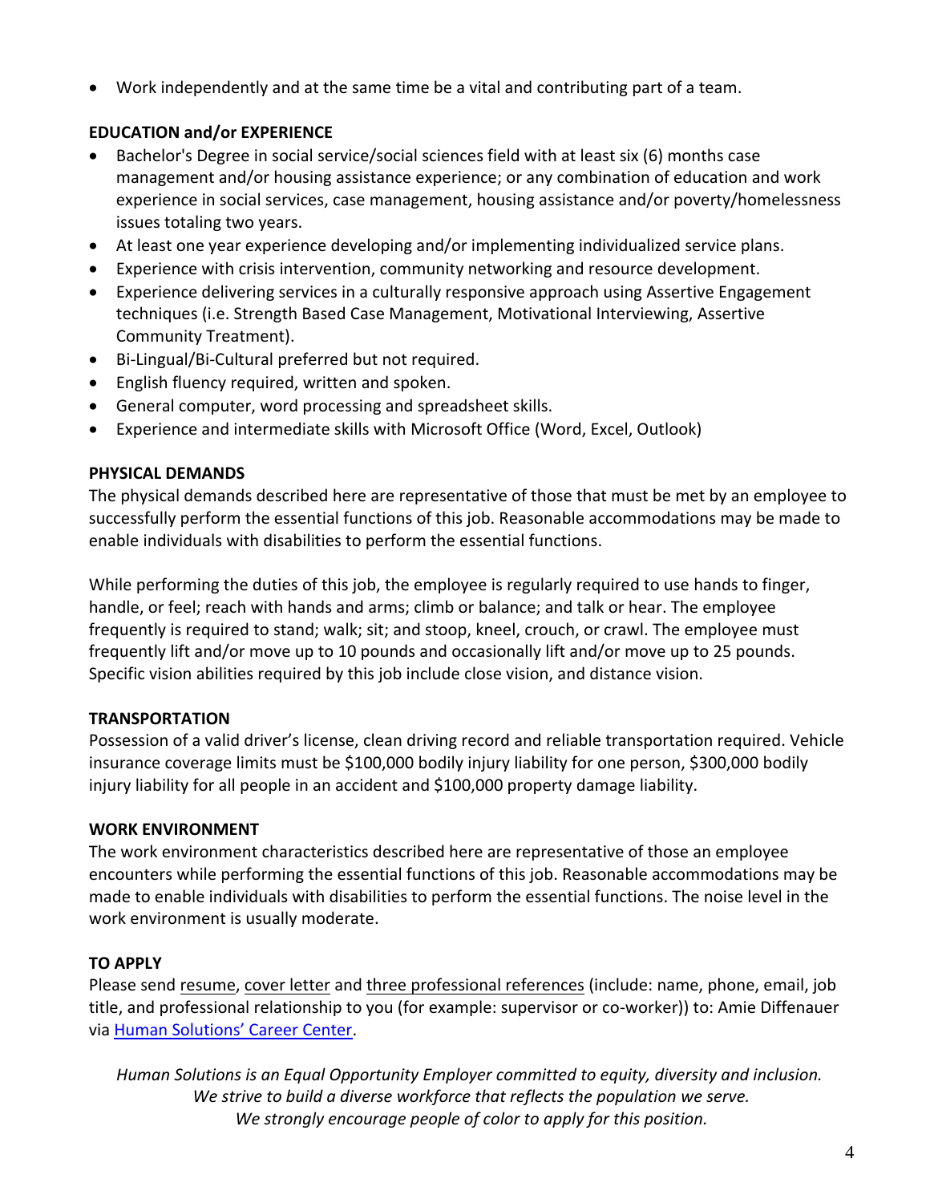- Work independently and at the same time be a vital and contributing part of a team.

**EDUCATION and/or EXPERIENCE**

- Bachelor's Degree in social service/social sciences field with at least six (6) months case management and/or housing assistance experience; or any combination of education and work experience in social services, case management, housing assistance and/or poverty/homelessness issues totaling two years.
- At least one year experience developing and/or implementing individualized service plans.
- Experience with crisis intervention, community networking and resource development.
- Experience delivering services in a culturally responsive approach using Assertive Engagement techniques (i.e. Strength Based Case Management, Motivational Interviewing, Assertive Community Treatment).
- Bi-Lingual/Bi-Cultural preferred but not required.
- English fluency required, written and spoken.
- General computer, word processing and spreadsheet skills.
- Experience and intermediate skills with Microsoft Office (Word, Excel, Outlook)

**PHYSICAL DEMANDS**

The physical demands described here are representative of those that must be met by an employee to successfully perform the essential functions of this job. Reasonable accommodations may be made to enable individuals with disabilities to perform the essential functions.

While performing the duties of this job, the employee is regularly required to use hands to finger, handle, or feel; reach with hands and arms; climb or balance; and talk or hear. The employee frequently is required to stand; walk; sit; and stoop, kneel, crouch, or crawl. The employee must frequently lift and/or move up to 10 pounds and occasionally lift and/or move up to 25 pounds. Specific vision abilities required by this job include close vision, and distance vision.

**TRANSPORTATION**

Possession of a valid driver's license, clean driving record and reliable transportation required. Vehicle insurance coverage limits must be $100,000 bodily injury liability for one person, $300,000 bodily injury liability for all people in an accident and $100,000 property damage liability.

**WORK ENVIRONMENT**

The work environment characteristics described here are representative of those an employee encounters while performing the essential functions of this job. Reasonable accommodations may be made to enable individuals with disabilities to perform the essential functions. The noise level in the work environment is usually moderate.

**TO APPLY**

Please send resume, cover letter and three professional references (include: name, phone, email, job title, and professional relationship to you (for example: supervisor or co-worker)) to: Amie Diffenauer via Human Solutions' Career Center.

*Human Solutions is an Equal Opportunity Employer committed to equity, diversity and inclusion.*
*We strive to build a diverse workforce that reflects the population we serve.*
*We strongly encourage people of color to apply for this position.*